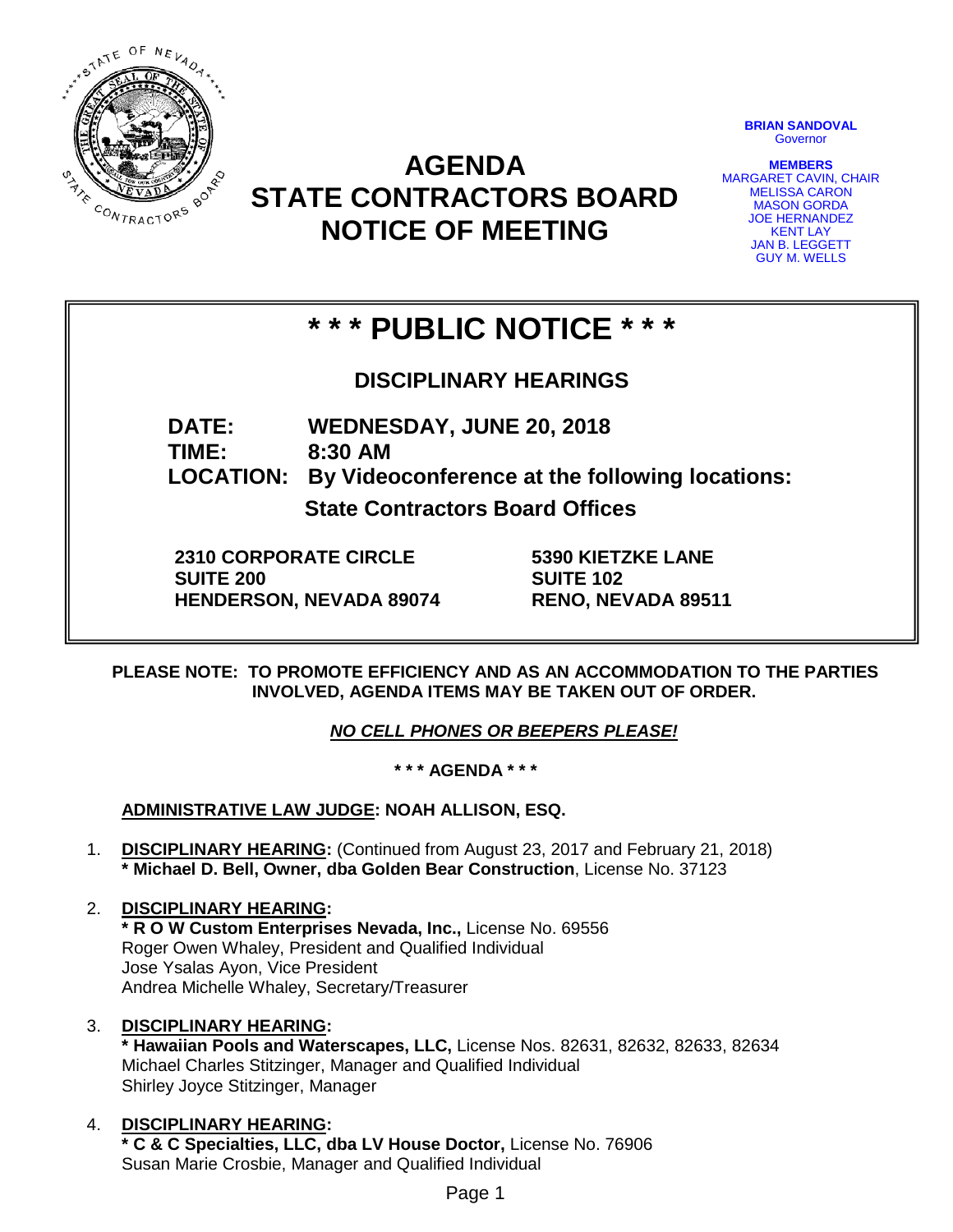# AGENDA
# STATE CONTRACTORS BOARD
# NOTICE OF MEETING

**BRIAN SANDOVAL**
Governor

**MEMBERS**
MARGARET CAVIN, CHAIR
MELISSA CARON
MASON GORDA
JOE HERNANDEZ
KENT LAY
JAN B. LEGGETT
GUY M. WELLS

## * * * PUBLIC NOTICE * * *

### DISCIPLINARY HEARINGS

**DATE:** **WEDNESDAY, JUNE 20, 2018**
**TIME:** **8:30 AM**
**LOCATION:** **By Videoconference at the following locations:**

**State Contractors Board Offices**

**2310 CORPORATE CIRCLE**
**SUITE 200**
**HENDERSON, NEVADA 89074**

**5390 KIETZKE LANE**
**SUITE 102**
**RENO, NEVADA 89511**

**PLEASE NOTE: TO PROMOTE EFFICIENCY AND AS AN ACCOMMODATION TO THE PARTIES INVOLVED, AGENDA ITEMS MAY BE TAKEN OUT OF ORDER.**

***NO CELL PHONES OR BEEPERS PLEASE!***

**\* \* \* AGENDA \* \* \***

**ADMINISTRATIVE LAW JUDGE: NOAH ALLISON, ESQ.**

1. **DISCIPLINARY HEARING:** (Continued from August 23, 2017 and February 21, 2018)
   **\* Michael D. Bell, Owner, dba Golden Bear Construction**, License No. 37123

2. **DISCIPLINARY HEARING:**
   **\* R O W Custom Enterprises Nevada, Inc.,** License No. 69556
   Roger Owen Whaley, President and Qualified Individual
   Jose Ysalas Ayon, Vice President
   Andrea Michelle Whaley, Secretary/Treasurer

3. **DISCIPLINARY HEARING:**
   **\* Hawaiian Pools and Waterscapes, LLC,** License Nos. 82631, 82632, 82633, 82634
   Michael Charles Stitzinger, Manager and Qualified Individual
   Shirley Joyce Stitzinger, Manager

4. **DISCIPLINARY HEARING:**
   **\* C & C Specialties, LLC, dba LV House Doctor,** License No. 76906
   Susan Marie Crosbie, Manager and Qualified Individual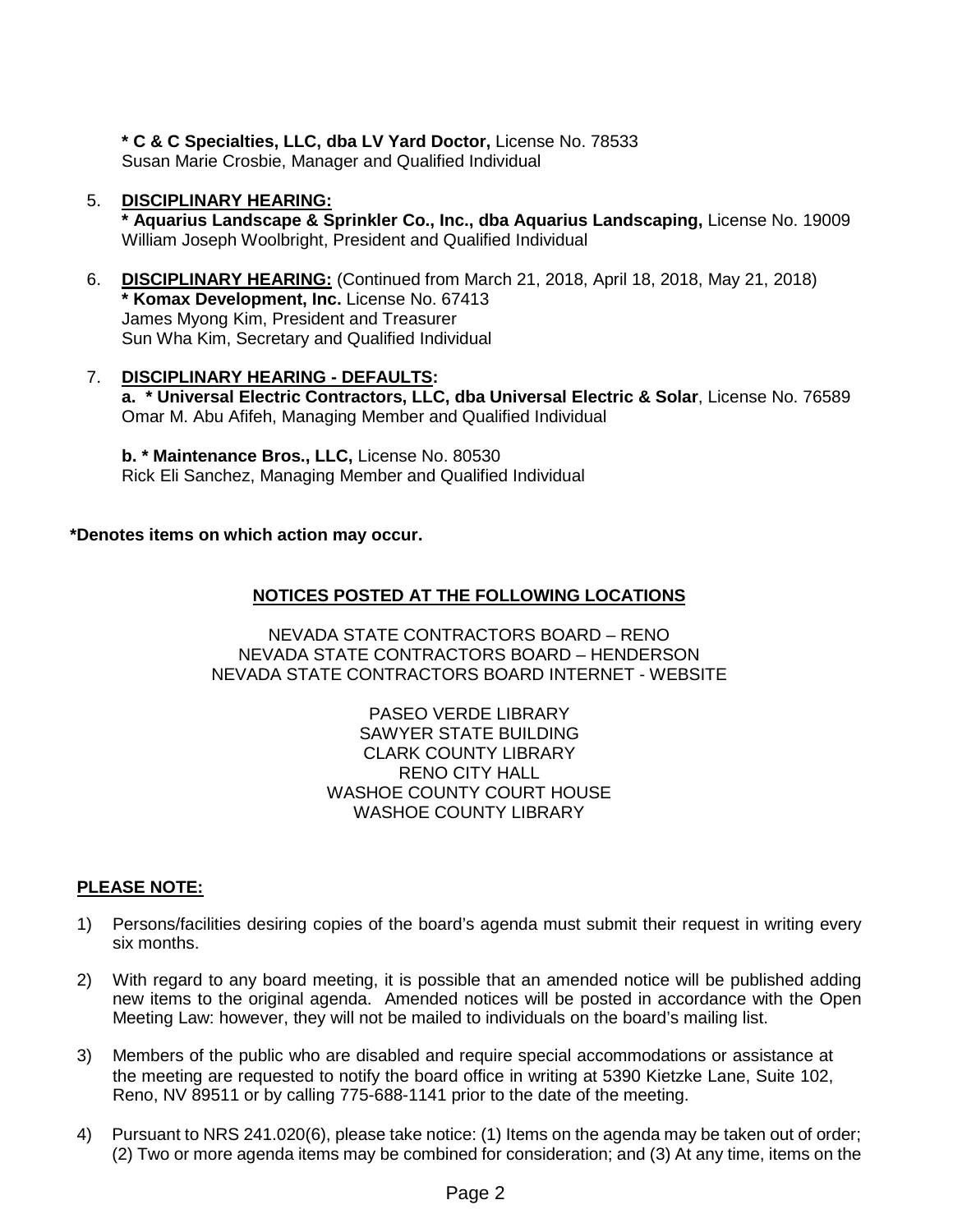**\* C & C Specialties, LLC, dba LV Yard Doctor,** License No. 78533
Susan Marie Crosbie, Manager and Qualified Individual

5. **DISCIPLINARY HEARING:**
   **\* Aquarius Landscape & Sprinkler Co., Inc., dba Aquarius Landscaping,** License No. 19009
   William Joseph Woolbright, President and Qualified Individual

6. **DISCIPLINARY HEARING:** (Continued from March 21, 2018, April 18, 2018, May 21, 2018)
   **\* Komax Development, Inc.** License No. 67413
   James Myong Kim, President and Treasurer
   Sun Wha Kim, Secretary and Qualified Individual

7. **DISCIPLINARY HEARING - DEFAULTS:**
   **a. \* Universal Electric Contractors, LLC, dba Universal Electric & Solar**, License No. 76589
   Omar M. Abu Afifeh, Managing Member and Qualified Individual

   **b. \* Maintenance Bros., LLC,** License No. 80530
   Rick Eli Sanchez, Managing Member and Qualified Individual

**\*Denotes items on which action may occur.**

## NOTICES POSTED AT THE FOLLOWING LOCATIONS

NEVADA STATE CONTRACTORS BOARD – RENO
NEVADA STATE CONTRACTORS BOARD – HENDERSON
NEVADA STATE CONTRACTORS BOARD INTERNET - WEBSITE

PASEO VERDE LIBRARY
SAWYER STATE BUILDING
CLARK COUNTY LIBRARY
RENO CITY HALL
WASHOE COUNTY COURT HOUSE
WASHOE COUNTY LIBRARY

## PLEASE NOTE:

1) Persons/facilities desiring copies of the board's agenda must submit their request in writing every six months.

2) With regard to any board meeting, it is possible that an amended notice will be published adding new items to the original agenda. Amended notices will be posted in accordance with the Open Meeting Law: however, they will not be mailed to individuals on the board's mailing list.

3) Members of the public who are disabled and require special accommodations or assistance at the meeting are requested to notify the board office in writing at 5390 Kietzke Lane, Suite 102, Reno, NV 89511 or by calling 775-688-1141 prior to the date of the meeting.

4) Pursuant to NRS 241.020(6), please take notice: (1) Items on the agenda may be taken out of order; (2) Two or more agenda items may be combined for consideration; and (3) At any time, items on the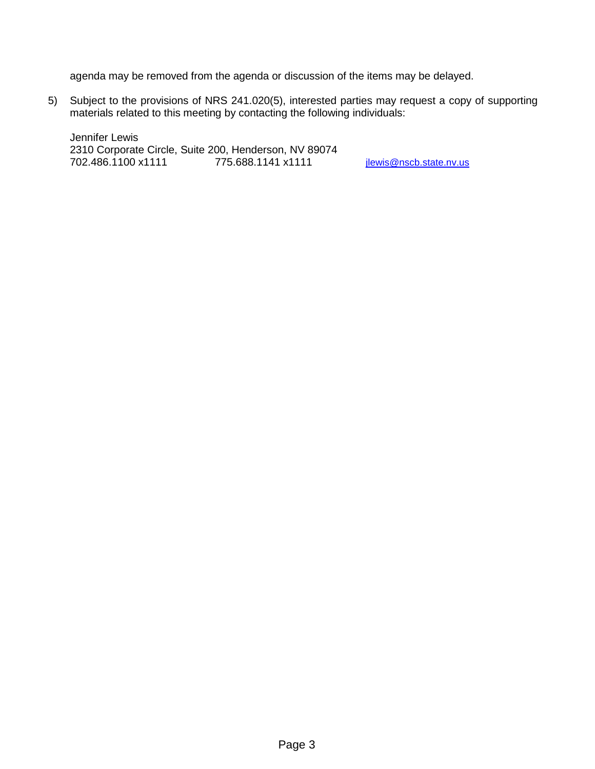agenda may be removed from the agenda or discussion of the items may be delayed.

5) Subject to the provisions of NRS 241.020(5), interested parties may request a copy of supporting materials related to this meeting by contacting the following individuals:

   Jennifer Lewis
   2310 Corporate Circle, Suite 200, Henderson, NV 89074
   702.486.1100 x1111 775.688.1141 x1111 jlewis@nscb.state.nv.us